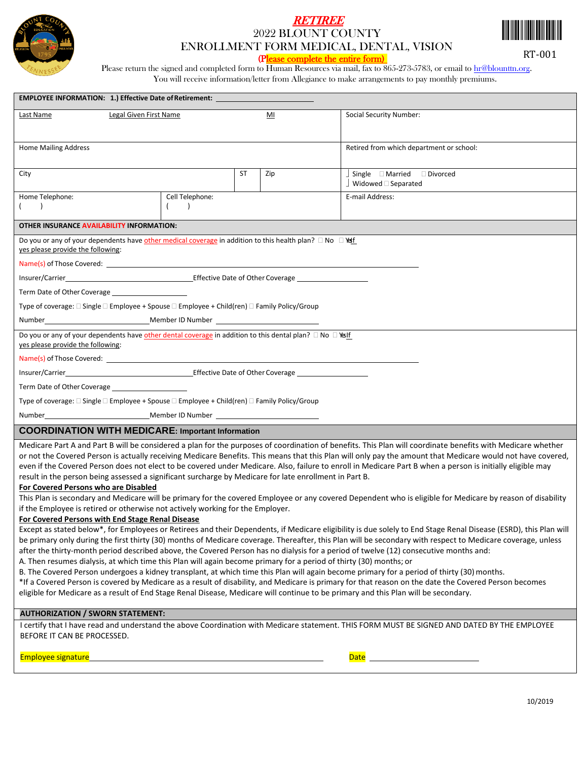# *RETIREE*

# 2022 BLOUNT COUNTY ENROLLMENT FORM MEDICAL, DENTAL, VISION

RT-001

(Please complete the entire form)

Please return the signed and completed form to Human Resources via mail, fax to 865-273-5783, or email to hr@blounttn.org.
You will receive information/letter from Allegiance to make arrangements to pay monthly premiums.

**EMPLOYEE INFORMATION: 1.) Effective Date of Retirement:** ____________________

| Last Name | Legal Given First Name | MI | Social Security Number: |
|---|---|---|---|
| Home Mailing Address | | | Retired from which department or school: |
| City | ST | Zip | ☐ Single ☐ Married ☐ Divorced ☐ Widowed ☐ Separated |
| Home Telephone: ( ) | Cell Telephone: ( ) | | E-mail Address: |

**OTHER INSURANCE AVAILABILITY INFORMATION:**

Do you or any of your dependents have other medical coverage in addition to this health plan? ☐ No ☐ Yes If yes please provide the following:

Name(s) of Those Covered: ____________________

Insurer/Carrier ____________________ Effective Date of Other Coverage ____________________

Term Date of Other Coverage ____________________

Type of coverage: ☐ Single ☐ Employee + Spouse ☐ Employee + Child(ren) ☐ Family Policy/Group

Number ____________________ Member ID Number ____________________

Do you or any of your dependents have other dental coverage in addition to this dental plan? ☐ No ☐ Yes If yes please provide the following:

Name(s) of Those Covered: ____________________

Insurer/Carrier ____________________ Effective Date of Other Coverage ____________________

Term Date of Other Coverage ____________________

Type of coverage: ☐ Single ☐ Employee + Spouse ☐ Employee + Child(ren) ☐ Family Policy/Group

Number ____________________ Member ID Number ____________________

## COORDINATION WITH MEDICARE: Important Information

Medicare Part A and Part B will be considered a plan for the purposes of coordination of benefits. This Plan will coordinate benefits with Medicare whether or not the Covered Person is actually receiving Medicare Benefits. This means that this Plan will only pay the amount that Medicare would not have covered, even if the Covered Person does not elect to be covered under Medicare. Also, failure to enroll in Medicare Part B when a person is initially eligible may result in the person being assessed a significant surcharge by Medicare for late enrollment in Part B.

**For Covered Persons who are Disabled**

This Plan is secondary and Medicare will be primary for the covered Employee or any covered Dependent who is eligible for Medicare by reason of disability if the Employee is retired or otherwise not actively working for the Employer.

**For Covered Persons with End Stage Renal Disease**

Except as stated below*, for Employees or Retirees and their Dependents, if Medicare eligibility is due solely to End Stage Renal Disease (ESRD), this Plan will be primary only during the first thirty (30) months of Medicare coverage. Thereafter, this Plan will be secondary with respect to Medicare coverage, unless after the thirty-month period described above, the Covered Person has no dialysis for a period of twelve (12) consecutive months and:

A. Then resumes dialysis, at which time this Plan will again become primary for a period of thirty (30) months; or

B. The Covered Person undergoes a kidney transplant, at which time this Plan will again become primary for a period of thirty (30) months.

*If a Covered Person is covered by Medicare as a result of disability, and Medicare is primary for that reason on the date the Covered Person becomes eligible for Medicare as a result of End Stage Renal Disease, Medicare will continue to be primary and this Plan will be secondary.

**AUTHORIZATION / SWORN STATEMENT:**

I certify that I have read and understand the above Coordination with Medicare statement. THIS FORM MUST BE SIGNED AND DATED BY THE EMPLOYEE BEFORE IT CAN BE PROCESSED.

Employee signature ________________________________________ Date ____________________

10/2019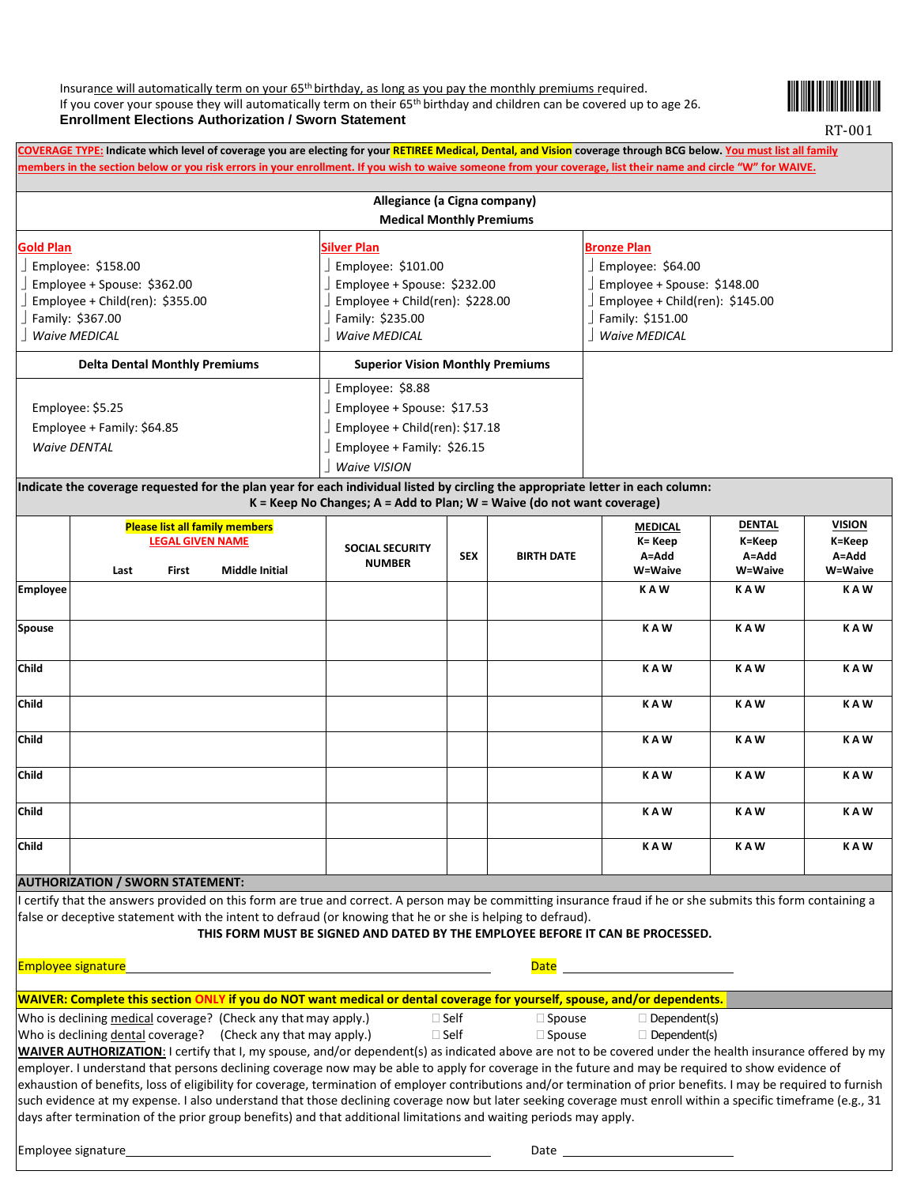Insurance will automatically term on your 65th birthday, as long as you pay the monthly premiums required.
If you cover your spouse they will automatically term on their 65th birthday and children can be covered up to age 26.

**Enrollment Elections Authorization / Sworn Statement**

RT-001

**COVERAGE TYPE:** **Indicate which level of coverage you are electing for your RETIREE Medical, Dental, and Vision coverage through BCG below.** **You must list all family members in the section below or you risk errors in your enrollment. If you wish to waive someone from your coverage, list their name and circle "W" for WAIVE.**

**Allegiance (a Cigna company)**
**Medical Monthly Premiums**

| Gold Plan | Silver Plan | Bronze Plan |
|---|---|---|
| ☐ Employee: $158.00 | ☐ Employee: $101.00 | ☐ Employee: $64.00 |
| ☐ Employee + Spouse: $362.00 | ☐ Employee + Spouse: $232.00 | ☐ Employee + Spouse: $148.00 |
| ☐ Employee + Child(ren): $355.00 | ☐ Employee + Child(ren): $228.00 | ☐ Employee + Child(ren): $145.00 |
| ☐ Family: $367.00 | ☐ Family: $235.00 | ☐ Family: $151.00 |
| ☐ *Waive MEDICAL* | ☐ *Waive MEDICAL* | ☐ *Waive MEDICAL* |

| Delta Dental Monthly Premiums | Superior Vision Monthly Premiums |
|---|---|
| | ☐ Employee: $8.88 |
| Employee: $5.25 | ☐ Employee + Spouse: $17.53 |
| Employee + Family: $64.85 | ☐ Employee + Child(ren): $17.18 |
| *Waive DENTAL* | ☐ Employee + Family: $26.15 |
| | ☐ *Waive VISION* |

**Indicate the coverage requested for the plan year for each individual listed by circling the appropriate letter in each column:**
**K = Keep No Changes; A = Add to Plan; W = Waive (do not want coverage)**

| | Please list all family members LEGAL GIVEN NAME (Last / First / Middle Initial) | SOCIAL SECURITY NUMBER | SEX | BIRTH DATE | MEDICAL K= Keep A=Add W=Waive | DENTAL K=Keep A=Add W=Waive | VISION K=Keep A=Add W=Waive |
|---|---|---|---|---|---|---|---|
| **Employee** | | | | | K A W | K A W | K A W |
| **Spouse** | | | | | K A W | K A W | K A W |
| **Child** | | | | | K A W | K A W | K A W |
| **Child** | | | | | K A W | K A W | K A W |
| **Child** | | | | | K A W | K A W | K A W |
| **Child** | | | | | K A W | K A W | K A W |
| **Child** | | | | | K A W | K A W | K A W |
| **Child** | | | | | K A W | K A W | K A W |

**AUTHORIZATION / SWORN STATEMENT:**

I certify that the answers provided on this form are true and correct. A person may be committing insurance fraud if he or she submits this form containing a false or deceptive statement with the intent to defraud (or knowing that he or she is helping to defraud).

**THIS FORM MUST BE SIGNED AND DATED BY THE EMPLOYEE BEFORE IT CAN BE PROCESSED.**

Employee signature\_\_\_\_\_\_\_\_\_\_\_\_\_\_\_\_\_\_\_\_\_\_\_\_\_\_\_\_\_\_\_\_\_\_\_\_\_\_\_\_ Date \_\_\_\_\_\_\_\_\_\_\_\_\_\_\_\_\_\_\_\_

**WAIVER: Complete this section ONLY if you do NOT want medical or dental coverage for yourself, spouse, and/or dependents.**

Who is declining medical coverage? (Check any that may apply.) ☐ Self ☐ Spouse ☐ Dependent(s)
Who is declining dental coverage? (Check any that may apply.) ☐ Self ☐ Spouse ☐ Dependent(s)

**WAIVER AUTHORIZATION**: I certify that I, my spouse, and/or dependent(s) as indicated above are not to be covered under the health insurance offered by my employer. I understand that persons declining coverage now may be able to apply for coverage in the future and may be required to show evidence of exhaustion of benefits, loss of eligibility for coverage, termination of employer contributions and/or termination of prior benefits. I may be required to furnish such evidence at my expense. I also understand that those declining coverage now but later seeking coverage must enroll within a specific timeframe (e.g., 31 days after termination of the prior group benefits) and that additional limitations and waiting periods may apply.

Employee signature\_\_\_\_\_\_\_\_\_\_\_\_\_\_\_\_\_\_\_\_\_\_\_\_\_\_\_\_\_\_\_\_\_\_\_\_\_\_\_\_ Date \_\_\_\_\_\_\_\_\_\_\_\_\_\_\_\_\_\_\_\_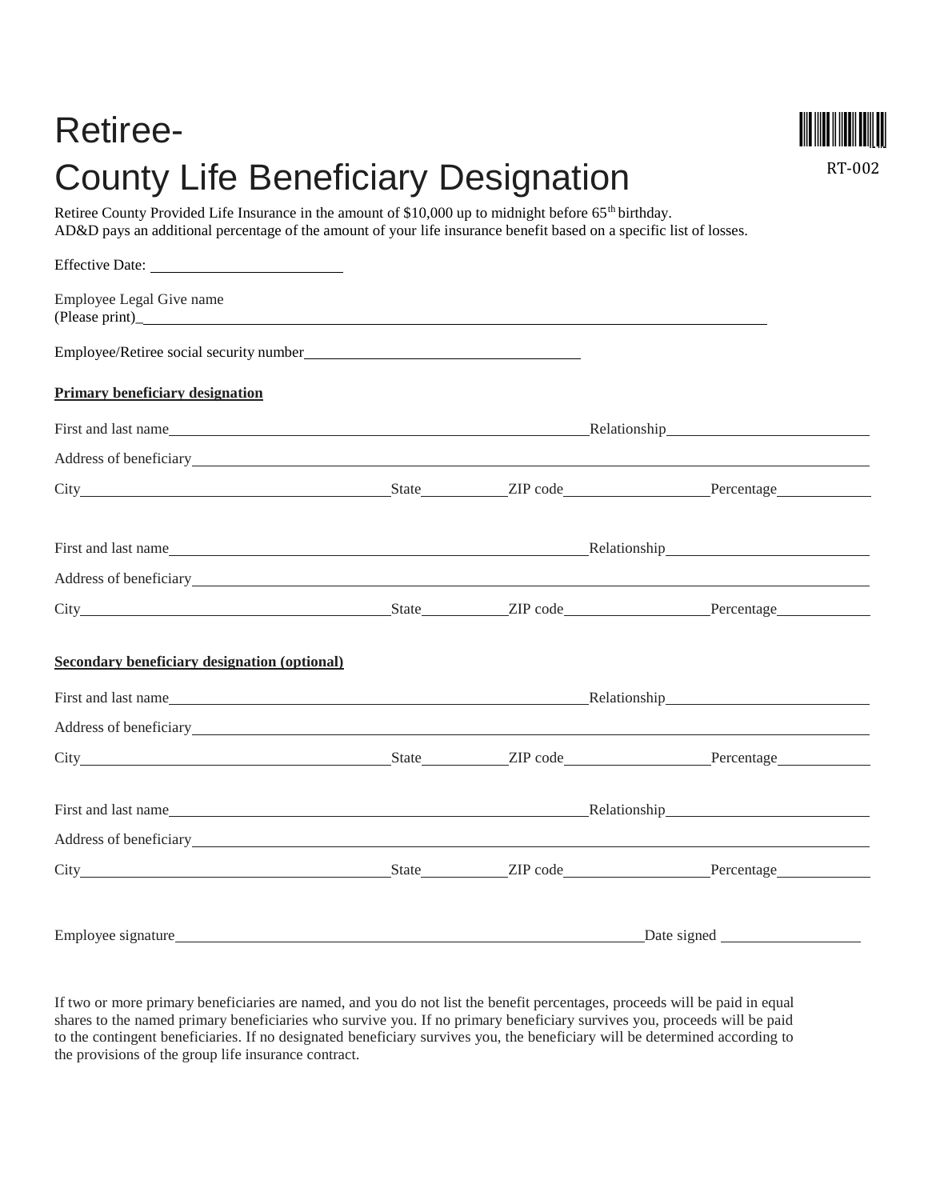# Retiree- County Life Beneficiary Designation

RT-002

Retiree County Provided Life Insurance in the amount of $10,000 up to midnight before 65th birthday.
AD&D pays an additional percentage of the amount of your life insurance benefit based on a specific list of losses.

Effective Date: ______________________

Employee Legal Give name
(Please print)_______________________________________________

Employee/Retiree social security number______________________

**Primary beneficiary designation**

First and last name______________________________ Relationship______________

Address of beneficiary______________________________________________

City______________________ State__________ ZIP code______________ Percentage__________

First and last name______________________________ Relationship______________

Address of beneficiary______________________________________________

City______________________ State__________ ZIP code______________ Percentage__________

**Secondary beneficiary designation (optional)**

First and last name______________________________ Relationship______________

Address of beneficiary______________________________________________

City______________________ State__________ ZIP code______________ Percentage__________

First and last name______________________________ Relationship______________

Address of beneficiary______________________________________________

City______________________ State__________ ZIP code______________ Percentage__________

Employee signature______________________________________ Date signed ______________

If two or more primary beneficiaries are named, and you do not list the benefit percentages, proceeds will be paid in equal shares to the named primary beneficiaries who survive you. If no primary beneficiary survives you, proceeds will be paid to the contingent beneficiaries. If no designated beneficiary survives you, the beneficiary will be determined according to the provisions of the group life insurance contract.